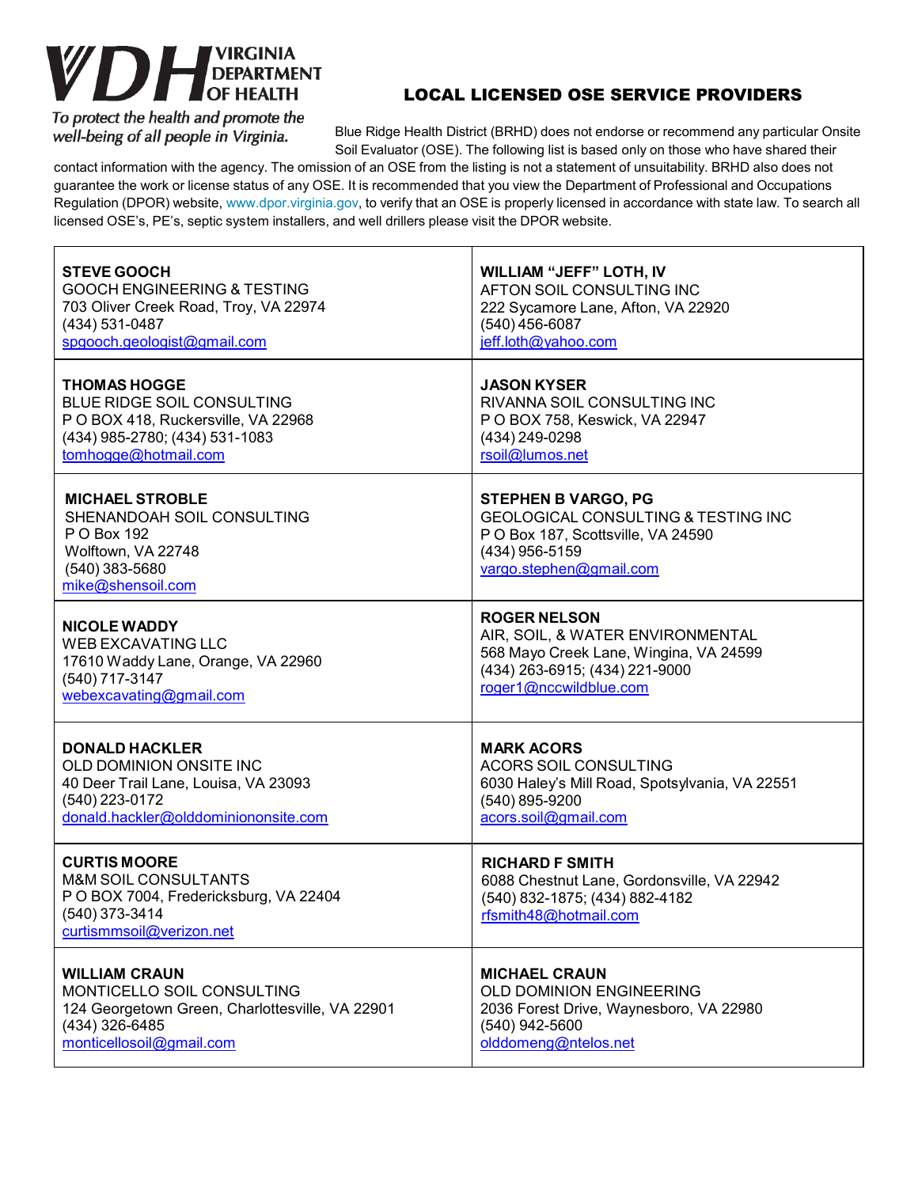VIRGINIA DEPARTMENT OF HEALTH

*To protect the health and promote the well-being of all people in Virginia.*

## LOCAL LICENSED OSE SERVICE PROVIDERS

Blue Ridge Health District (BRHD) does not endorse or recommend any particular Onsite Soil Evaluator (OSE). The following list is based only on those who have shared their contact information with the agency. The omission of an OSE from the listing is not a statement of unsuitability. BRHD also does not guarantee the work or license status of any OSE. It is recommended that you view the Department of Professional and Occupations Regulation (DPOR) website, www.dpor.virginia.gov, to verify that an OSE is properly licensed in accordance with state law. To search all licensed OSE's, PE's, septic system installers, and well drillers please visit the DPOR website.

| | |
|---|---|
| **STEVE GOOCH**<br>GOOCH ENGINEERING & TESTING<br>703 Oliver Creek Road, Troy, VA 22974<br>(434) 531-0487<br>spgooch.geologist@gmail.com | **WILLIAM "JEFF" LOTH, IV**<br>AFTON SOIL CONSULTING INC<br>222 Sycamore Lane, Afton, VA 22920<br>(540) 456-6087<br>jeff.loth@yahoo.com |
| **THOMAS HOGGE**<br>BLUE RIDGE SOIL CONSULTING<br>P O BOX 418, Ruckersville, VA 22968<br>(434) 985-2780; (434) 531-1083<br>tomhogge@hotmail.com | **JASON KYSER**<br>RIVANNA SOIL CONSULTING INC<br>P O BOX 758, Keswick, VA 22947<br>(434) 249-0298<br>rsoil@lumos.net |
| **MICHAEL STROBLE**<br>SHENANDOAH SOIL CONSULTING<br>P O Box 192<br>Wolftown, VA 22748<br>(540) 383-5680<br>mike@shensoil.com | **STEPHEN B VARGO, PG**<br>GEOLOGICAL CONSULTING & TESTING INC<br>P O Box 187, Scottsville, VA 24590<br>(434) 956-5159<br>vargo.stephen@gmail.com |
| **NICOLE WADDY**<br>WEB EXCAVATING LLC<br>17610 Waddy Lane, Orange, VA 22960<br>(540) 717-3147<br>webexcavating@gmail.com | **ROGER NELSON**<br>AIR, SOIL, & WATER ENVIRONMENTAL<br>568 Mayo Creek Lane, Wingina, VA 24599<br>(434) 263-6915; (434) 221-9000<br>roger1@nccwildblue.com |
| **DONALD HACKLER**<br>OLD DOMINION ONSITE INC<br>40 Deer Trail Lane, Louisa, VA 23093<br>(540) 223-0172<br>donald.hackler@olddominiononsite.com | **MARK ACORS**<br>ACORS SOIL CONSULTING<br>6030 Haley's Mill Road, Spotsylvania, VA 22551<br>(540) 895-9200<br>acors.soil@gmail.com |
| **CURTIS MOORE**<br>M&M SOIL CONSULTANTS<br>P O BOX 7004, Fredericksburg, VA 22404<br>(540) 373-3414<br>curtismmsoil@verizon.net | **RICHARD F SMITH**<br>6088 Chestnut Lane, Gordonsville, VA 22942<br>(540) 832-1875; (434) 882-4182<br>rfsmith48@hotmail.com |
| **WILLIAM CRAUN**<br>MONTICELLO SOIL CONSULTING<br>124 Georgetown Green, Charlottesville, VA 22901<br>(434) 326-6485<br>monticellosoil@gmail.com | **MICHAEL CRAUN**<br>OLD DOMINION ENGINEERING<br>2036 Forest Drive, Waynesboro, VA 22980<br>(540) 942-5600<br>olddomeng@ntelos.net |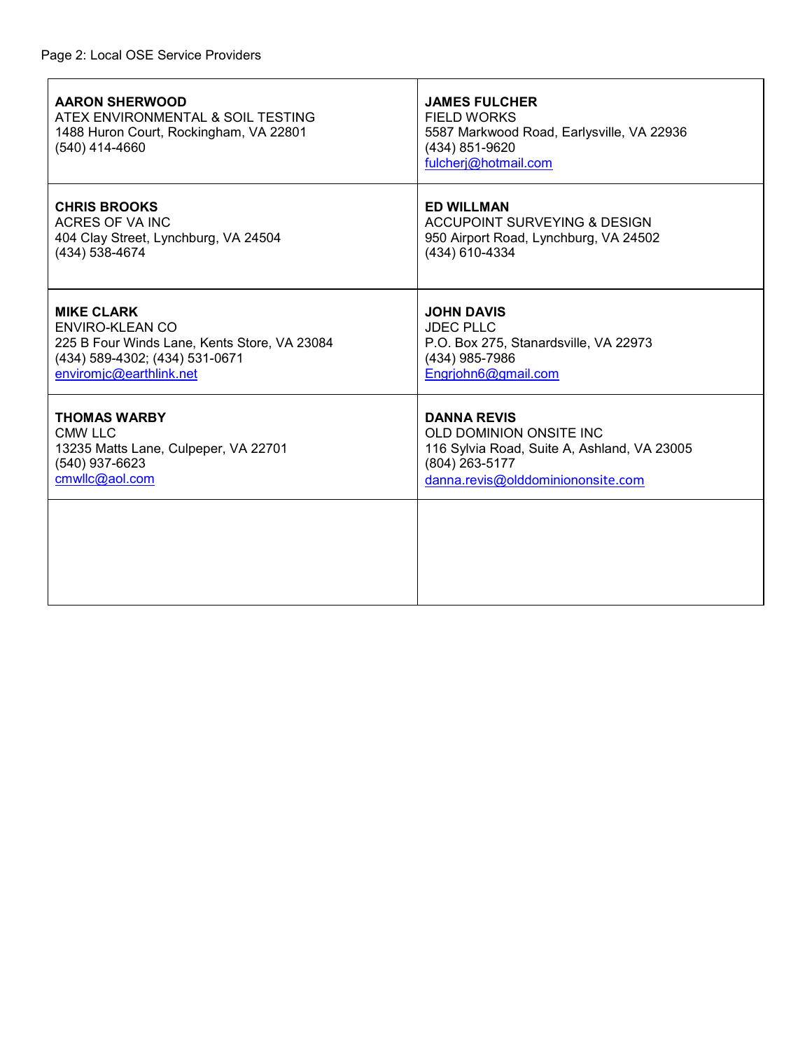Page 2: Local OSE Service Providers

| | |
|---|---|
| **AARON SHERWOOD**<br>ATEX ENVIRONMENTAL & SOIL TESTING<br>1488 Huron Court, Rockingham, VA 22801<br>(540) 414-4660 | **JAMES FULCHER**<br>FIELD WORKS<br>5587 Markwood Road, Earlysville, VA 22936<br>(434) 851-9620<br>fulcherj@hotmail.com |
| **CHRIS BROOKS**<br>ACRES OF VA INC<br>404 Clay Street, Lynchburg, VA 24504<br>(434) 538-4674 | **ED WILLMAN**<br>ACCUPOINT SURVEYING & DESIGN<br>950 Airport Road, Lynchburg, VA 24502<br>(434) 610-4334 |
| **MIKE CLARK**<br>ENVIRO-KLEAN CO<br>225 B Four Winds Lane, Kents Store, VA 23084<br>(434) 589-4302; (434) 531-0671<br>enviromjc@earthlink.net | **JOHN DAVIS**<br>JDEC PLLC<br>P.O. Box 275, Stanardsville, VA 22973<br>(434) 985-7986<br>Engrjohn6@gmail.com |
| **THOMAS WARBY**<br>CMW LLC<br>13235 Matts Lane, Culpeper, VA 22701<br>(540) 937-6623<br>cmwllc@aol.com | **DANNA REVIS**<br>OLD DOMINION ONSITE INC<br>116 Sylvia Road, Suite A, Ashland, VA 23005<br>(804) 263-5177<br>danna.revis@olddominiononsite.com |
| | |